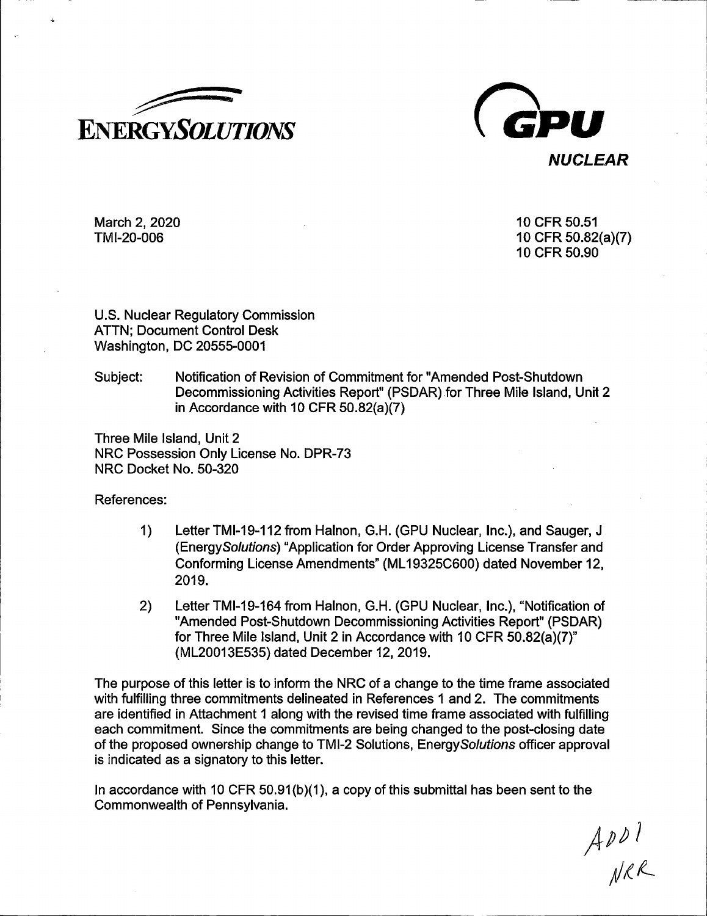ENERGY*SOLUTIONS*

GPU NUCLEAR

March 2, 2020
TMI-20-006

10 CFR 50.51
10 CFR 50.82(a)(7)
10 CFR 50.90

U.S. Nuclear Regulatory Commission
ATTN; Document Control Desk
Washington, DC 20555-0001

Subject: Notification of Revision of Commitment for "Amended Post-Shutdown Decommissioning Activities Report" (PSDAR) for Three Mile Island, Unit 2 in Accordance with 10 CFR 50.82(a)(7)

Three Mile Island, Unit 2
NRC Possession Only License No. DPR-73
NRC Docket No. 50-320

References:

1) Letter TMI-19-112 from Halnon, G.H. (GPU Nuclear, Inc.), and Sauger, J (Energy*Solutions*) "Application for Order Approving License Transfer and Conforming License Amendments" (ML19325C600) dated November 12, 2019.

2) Letter TMI-19-164 from Halnon, G.H. (GPU Nuclear, Inc.), "Notification of "Amended Post-Shutdown Decommissioning Activities Report" (PSDAR) for Three Mile Island, Unit 2 in Accordance with 10 CFR 50.82(a)(7)" (ML20013E535) dated December 12, 2019.

The purpose of this letter is to inform the NRC of a change to the time frame associated with fulfilling three commitments delineated in References 1 and 2. The commitments are identified in Attachment 1 along with the revised time frame associated with fulfilling each commitment. Since the commitments are being changed to the post-closing date of the proposed ownership change to TMI-2 Solutions, Energy*Solutions* officer approval is indicated as a signatory to this letter.

In accordance with 10 CFR 50.91(b)(1), a copy of this submittal has been sent to the Commonwealth of Pennsylvania.

A001
NRR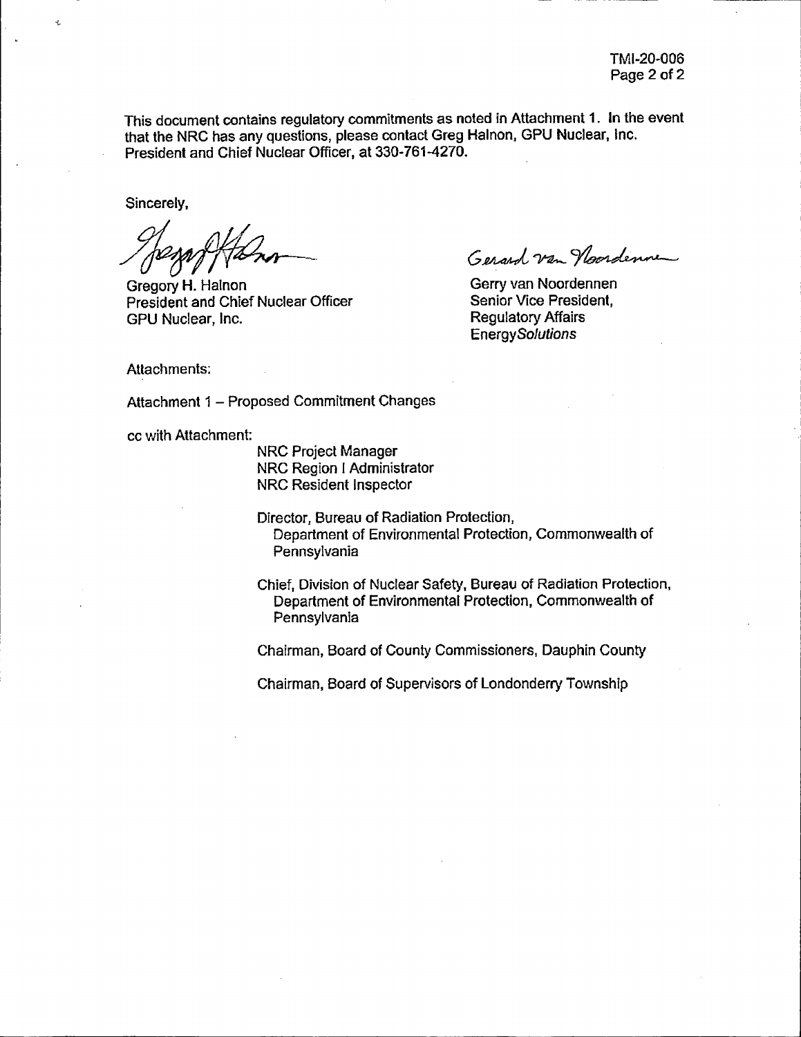This document contains regulatory commitments as noted in Attachment 1. In the event that the NRC has any questions, please contact Greg Halnon, GPU Nuclear, Inc. President and Chief Nuclear Officer, at 330-761-4270.

Sincerely,

Gregory H. Halnon
President and Chief Nuclear Officer
GPU Nuclear, Inc.

Gerry van Noordennen
Senior Vice President,
Regulatory Affairs
Energy*Solutions*

Attachments:

Attachment 1 – Proposed Commitment Changes

cc with Attachment:

NRC Project Manager
NRC Region I Administrator
NRC Resident Inspector

Director, Bureau of Radiation Protection,
Department of Environmental Protection, Commonwealth of Pennsylvania

Chief, Division of Nuclear Safety, Bureau of Radiation Protection,
Department of Environmental Protection, Commonwealth of Pennsylvania

Chairman, Board of County Commissioners, Dauphin County

Chairman, Board of Supervisors of Londonderry Township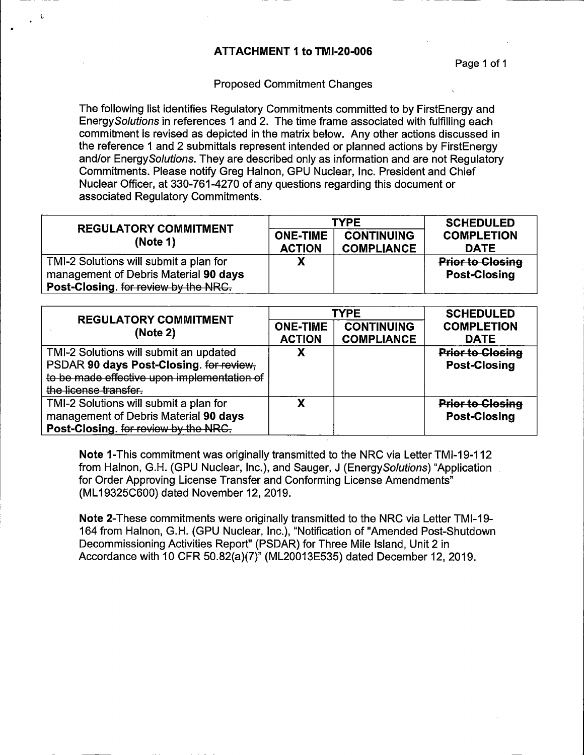# ATTACHMENT 1 to TMI-20-006

Proposed Commitment Changes

The following list identifies Regulatory Commitments committed to by FirstEnergy and Energy*Solutions* in references 1 and 2. The time frame associated with fulfilling each commitment is revised as depicted in the matrix below. Any other actions discussed in the reference 1 and 2 submittals represent intended or planned actions by FirstEnergy and/or Energy*Solutions*. They are described only as information and are not Regulatory Commitments. Please notify Greg Halnon, GPU Nuclear, Inc. President and Chief Nuclear Officer, at 330-761-4270 of any questions regarding this document or associated Regulatory Commitments.

| REGULATORY COMMITMENT (Note 1) | TYPE | | SCHEDULED COMPLETION DATE |
|---|---|---|---|
| | ONE-TIME ACTION | CONTINUING COMPLIANCE | |
| TMI-2 Solutions will submit a plan for management of Debris Material **90 days Post-Closing**. ~~for review by the NRC.~~ | X | | ~~**Prior to Closing**~~ **Post-Closing** |

| REGULATORY COMMITMENT (Note 2) | TYPE | | SCHEDULED COMPLETION DATE |
|---|---|---|---|
| | ONE-TIME ACTION | CONTINUING COMPLIANCE | |
| TMI-2 Solutions will submit an updated PSDAR **90 days Post-Closing**. ~~for review, to be made effective upon implementation of the license transfer.~~ | X | | ~~**Prior to Closing**~~ **Post-Closing** |
| TMI-2 Solutions will submit a plan for management of Debris Material **90 days Post-Closing**. ~~for review by the NRC.~~ | X | | ~~**Prior to Closing**~~ **Post-Closing** |

**Note 1**-This commitment was originally transmitted to the NRC via Letter TMI-19-112 from Halnon, G.H. (GPU Nuclear, Inc.), and Sauger, J (Energy*Solutions*) "Application for Order Approving License Transfer and Conforming License Amendments" (ML19325C600) dated November 12, 2019.

**Note 2**-These commitments were originally transmitted to the NRC via Letter TMI-19-164 from Halnon, G.H. (GPU Nuclear, Inc.), "Notification of "Amended Post-Shutdown Decommissioning Activities Report" (PSDAR) for Three Mile Island, Unit 2 in Accordance with 10 CFR 50.82(a)(7)" (ML20013E535) dated December 12, 2019.